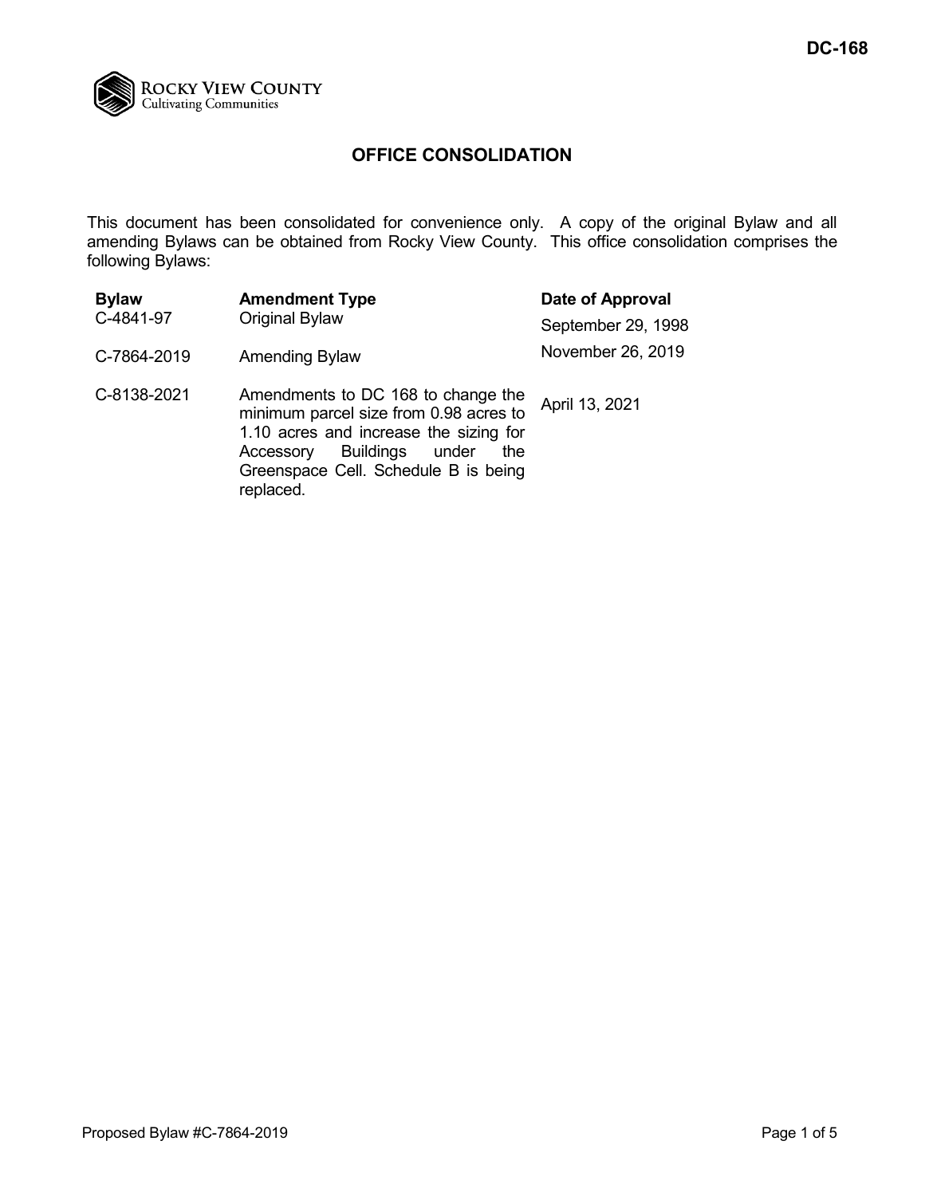DC-168

Rocky View County
Cultivating Communities

# OFFICE CONSOLIDATION

This document has been consolidated for convenience only. A copy of the original Bylaw and all amending Bylaws can be obtained from Rocky View County. This office consolidation comprises the following Bylaws:

| Bylaw | Amendment Type | Date of Approval |
|---|---|---|
| C-4841-97 | Original Bylaw | September 29, 1998 |
| C-7864-2019 | Amending Bylaw | November 26, 2019 |
| C-8138-2021 | Amendments to DC 168 to change the minimum parcel size from 0.98 acres to 1.10 acres and increase the sizing for Accessory Buildings under the Greenspace Cell. Schedule B is being replaced. | April 13, 2021 |

Proposed Bylaw #C-7864-2019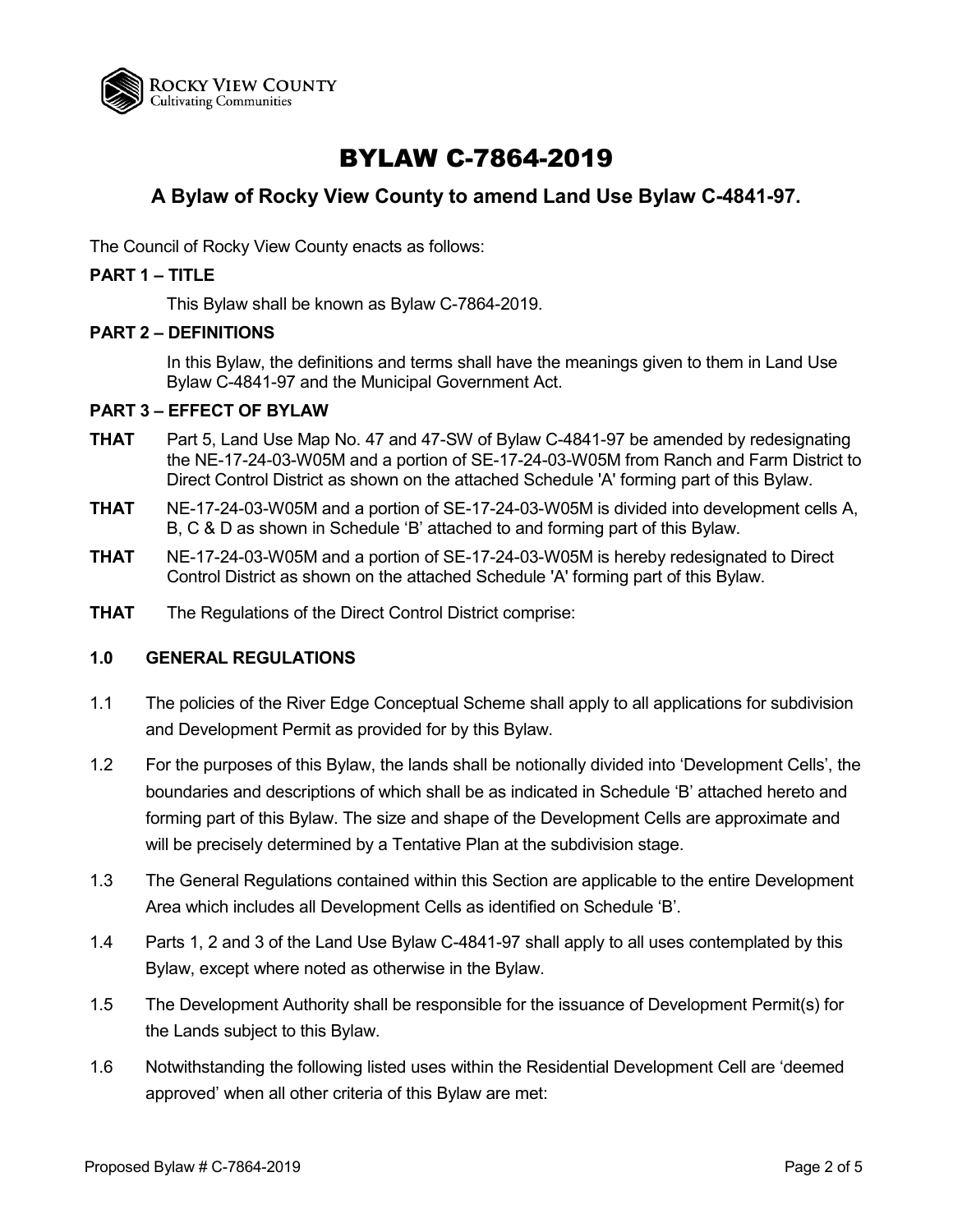# BYLAW C-7864-2019

## A Bylaw of Rocky View County to amend Land Use Bylaw C-4841-97.

The Council of Rocky View County enacts as follows:

**PART 1 – TITLE**

This Bylaw shall be known as Bylaw C-7864-2019.

**PART 2 – DEFINITIONS**

In this Bylaw, the definitions and terms shall have the meanings given to them in Land Use Bylaw C-4841-97 and the Municipal Government Act.

**PART 3 – EFFECT OF BYLAW**

**THAT** Part 5, Land Use Map No. 47 and 47-SW of Bylaw C-4841-97 be amended by redesignating the NE-17-24-03-W05M and a portion of SE-17-24-03-W05M from Ranch and Farm District to Direct Control District as shown on the attached Schedule 'A' forming part of this Bylaw.

**THAT** NE-17-24-03-W05M and a portion of SE-17-24-03-W05M is divided into development cells A, B, C & D as shown in Schedule 'B' attached to and forming part of this Bylaw.

**THAT** NE-17-24-03-W05M and a portion of SE-17-24-03-W05M is hereby redesignated to Direct Control District as shown on the attached Schedule 'A' forming part of this Bylaw.

**THAT** The Regulations of the Direct Control District comprise:

**1.0 GENERAL REGULATIONS**

1.1 The policies of the River Edge Conceptual Scheme shall apply to all applications for subdivision and Development Permit as provided for by this Bylaw.

1.2 For the purposes of this Bylaw, the lands shall be notionally divided into 'Development Cells', the boundaries and descriptions of which shall be as indicated in Schedule 'B' attached hereto and forming part of this Bylaw. The size and shape of the Development Cells are approximate and will be precisely determined by a Tentative Plan at the subdivision stage.

1.3 The General Regulations contained within this Section are applicable to the entire Development Area which includes all Development Cells as identified on Schedule 'B'.

1.4 Parts 1, 2 and 3 of the Land Use Bylaw C-4841-97 shall apply to all uses contemplated by this Bylaw, except where noted as otherwise in the Bylaw.

1.5 The Development Authority shall be responsible for the issuance of Development Permit(s) for the Lands subject to this Bylaw.

1.6 Notwithstanding the following listed uses within the Residential Development Cell are 'deemed approved' when all other criteria of this Bylaw are met: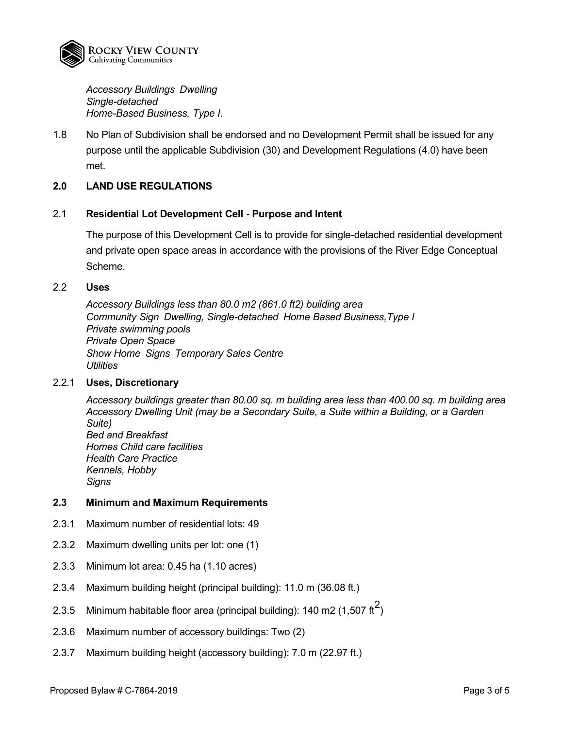*Accessory Buildings Dwelling*
*Single-detached*
*Home-Based Business, Type I.*

1.8 No Plan of Subdivision shall be endorsed and no Development Permit shall be issued for any purpose until the applicable Subdivision (30) and Development Regulations (4.0) have been met.

## 2.0 LAND USE REGULATIONS

### 2.1 Residential Lot Development Cell - Purpose and Intent

The purpose of this Development Cell is to provide for single-detached residential development and private open space areas in accordance with the provisions of the River Edge Conceptual Scheme.

### 2.2 Uses

*Accessory Buildings less than 80.0 m2 (861.0 ft2) building area*
*Community Sign Dwelling, Single-detached Home Based Business,Type I*
*Private swimming pools*
*Private Open Space*
*Show Home Signs Temporary Sales Centre*
*Utilities*

### 2.2.1 Uses, Discretionary

*Accessory buildings greater than 80.00 sq. m building area less than 400.00 sq. m building area*
*Accessory Dwelling Unit (may be a Secondary Suite, a Suite within a Building, or a Garden Suite)*
*Bed and Breakfast*
*Homes Child care facilities*
*Health Care Practice*
*Kennels, Hobby*
*Signs*

### 2.3 Minimum and Maximum Requirements

2.3.1 Maximum number of residential lots: 49

2.3.2 Maximum dwelling units per lot: one (1)

2.3.3 Minimum lot area: 0.45 ha (1.10 acres)

2.3.4 Maximum building height (principal building): 11.0 m (36.08 ft.)

2.3.5 Minimum habitable floor area (principal building): 140 m2 (1,507 $ft^2$)

2.3.6 Maximum number of accessory buildings: Two (2)

2.3.7 Maximum building height (accessory building): 7.0 m (22.97 ft.)

Proposed Bylaw # C-7864-2019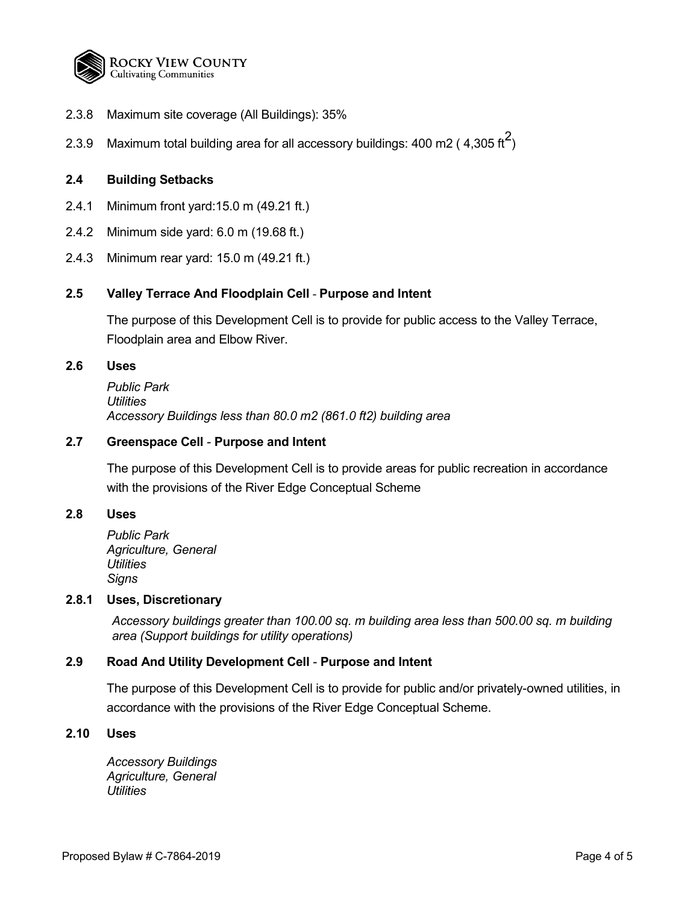2.3.8 Maximum site coverage (All Buildings): 35%

2.3.9 Maximum total building area for all accessory buildings: 400 m2 ( 4,305 $ft^2$)

### 2.4 Building Setbacks

2.4.1 Minimum front yard:15.0 m (49.21 ft.)

2.4.2 Minimum side yard: 6.0 m (19.68 ft.)

2.4.3 Minimum rear yard: 15.0 m (49.21 ft.)

### 2.5 Valley Terrace And Floodplain Cell - Purpose and Intent

The purpose of this Development Cell is to provide for public access to the Valley Terrace, Floodplain area and Elbow River.

### 2.6 Uses

*Public Park*
*Utilities*
*Accessory Buildings less than 80.0 m2 (861.0 ft2) building area*

### 2.7 Greenspace Cell - Purpose and Intent

The purpose of this Development Cell is to provide areas for public recreation in accordance with the provisions of the River Edge Conceptual Scheme

### 2.8 Uses

*Public Park*
*Agriculture, General*
*Utilities*
*Signs*

### 2.8.1 Uses, Discretionary

*Accessory buildings greater than 100.00 sq. m building area less than 500.00 sq. m building area (Support buildings for utility operations)*

### 2.9 Road And Utility Development Cell - Purpose and Intent

The purpose of this Development Cell is to provide for public and/or privately-owned utilities, in accordance with the provisions of the River Edge Conceptual Scheme.

### 2.10 Uses

*Accessory Buildings*
*Agriculture, General*
*Utilities*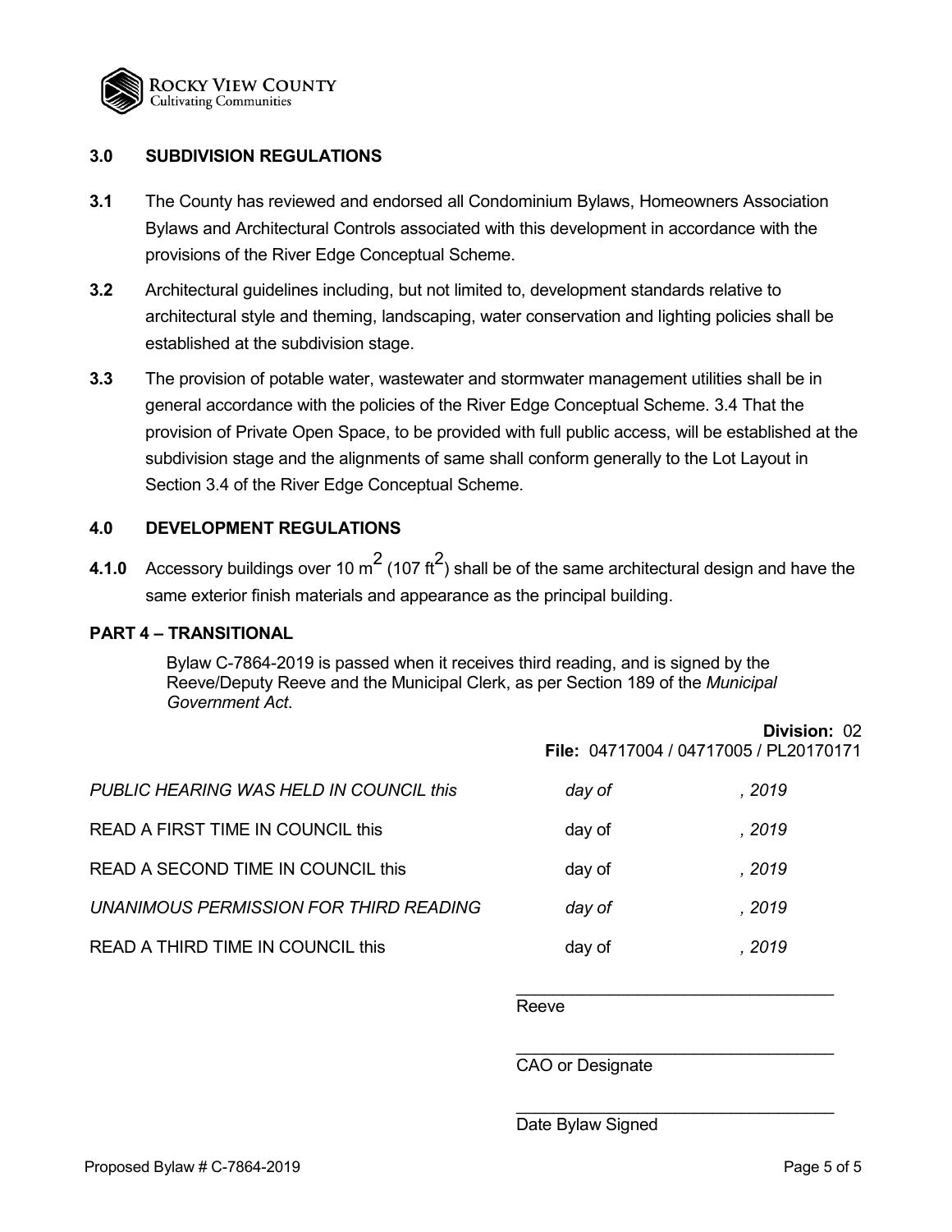### 3.0 SUBDIVISION REGULATIONS

**3.1** The County has reviewed and endorsed all Condominium Bylaws, Homeowners Association Bylaws and Architectural Controls associated with this development in accordance with the provisions of the River Edge Conceptual Scheme.

**3.2** Architectural guidelines including, but not limited to, development standards relative to architectural style and theming, landscaping, water conservation and lighting policies shall be established at the subdivision stage.

**3.3** The provision of potable water, wastewater and stormwater management utilities shall be in general accordance with the policies of the River Edge Conceptual Scheme. 3.4 That the provision of Private Open Space, to be provided with full public access, will be established at the subdivision stage and the alignments of same shall conform generally to the Lot Layout in Section 3.4 of the River Edge Conceptual Scheme.

### 4.0 DEVELOPMENT REGULATIONS

**4.1.0** Accessory buildings over 10 $m^2$ (107 $ft^2$) shall be of the same architectural design and have the same exterior finish materials and appearance as the principal building.

### PART 4 – TRANSITIONAL

Bylaw C-7864-2019 is passed when it receives third reading, and is signed by the Reeve/Deputy Reeve and the Municipal Clerk, as per Section 189 of the *Municipal Government Act*.

**Division:** 02
**File:** 04717004 / 04717005 / PL20170171

*PUBLIC HEARING WAS HELD IN COUNCIL this* *day of* *, 2019*

READ A FIRST TIME IN COUNCIL this day of *, 2019*

READ A SECOND TIME IN COUNCIL this day of *, 2019*

*UNANIMOUS PERMISSION FOR THIRD READING* *day of* *, 2019*

READ A THIRD TIME IN COUNCIL this day of *, 2019*

___________________________________
Reeve

___________________________________
CAO or Designate

___________________________________
Date Bylaw Signed

Proposed Bylaw # C-7864-2019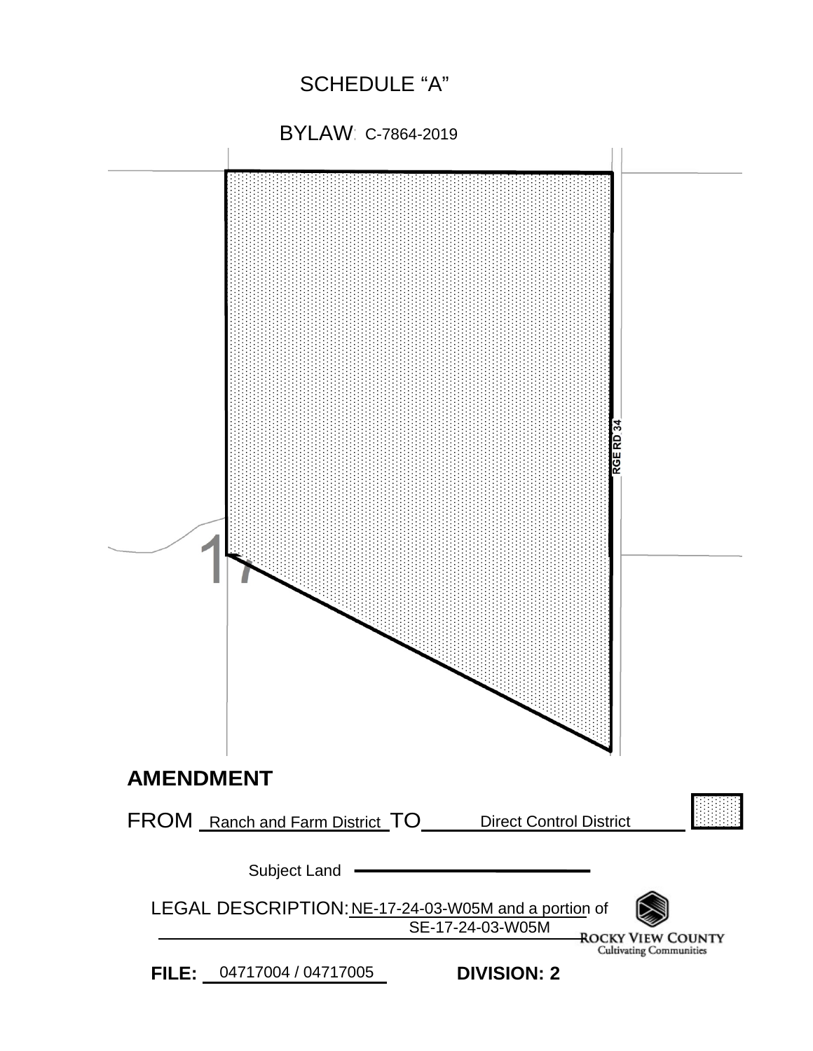# SCHEDULE "A"

## BYLAW: C-7864-2019

RGE RD 34

17

**AMENDMENT**

FROM Ranch and Farm District TO Direct Control District

Subject Land

LEGAL DESCRIPTION: NE-17-24-03-W05M and a portion of SE-17-24-03-W05M

ROCKY VIEW COUNTY
Cultivating Communities

**FILE:** 04717004 / 04717005 **DIVISION: 2**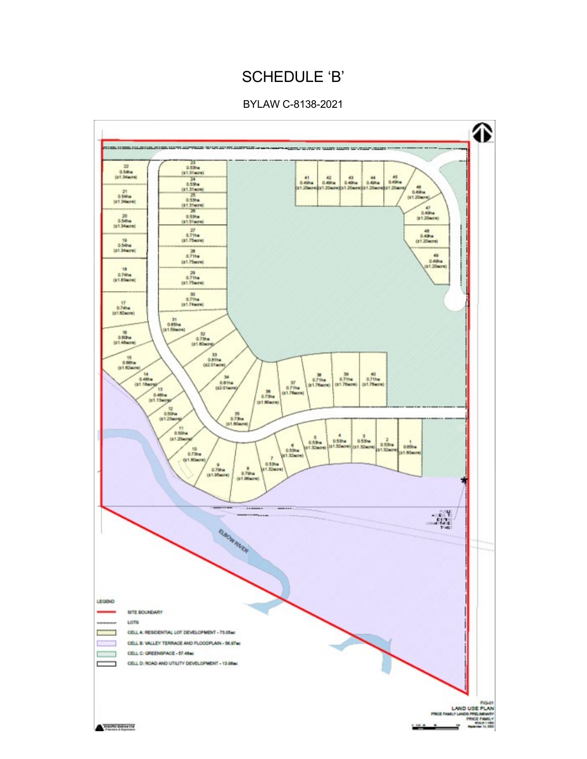# SCHEDULE 'B'

BYLAW C-8138-2021

LEGEND

SITE BOUNDARY

LOTS

CELL A: RESIDENTIAL LOT DEVELOPMENT - 73.05ac

CELL B: VALLEY TERRACE AND FLOODPLAIN - 56.97ac

CELL C: GREENSPACE - 57.48ac

CELL D: ROAD AND UTILITY DEVELOPMENT - 13.98ac

ELBOW RIVER

FIG-01
LAND USE PLAN
PRICE FAMILY LANDS PRELIMINARY
PRICE FAMILY